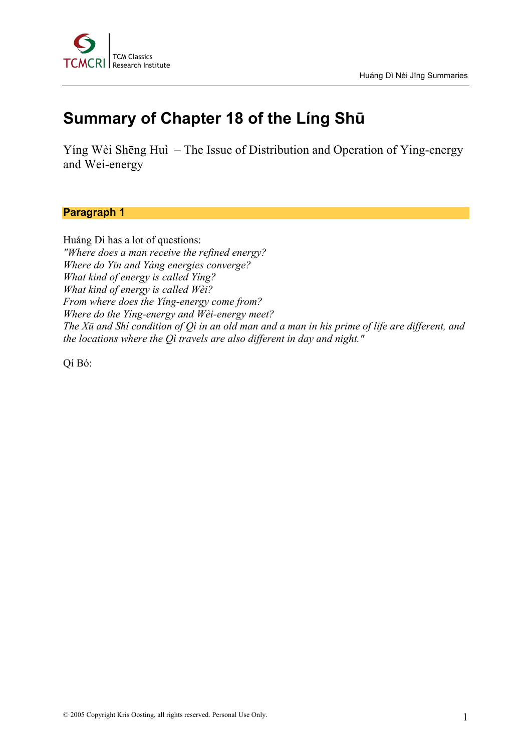# Summary of Chapter 18 of the Líng Shū

Yíng Wèi Shēng Huì – The Issue of Distribution and Operation of Ying-energy and Wei-energy

## Paragraph 1

Huáng Dì has a lot of questions:
*"Where does a man receive the refined energy?*
*Where do Yīn and Yáng energies converge?*
*What kind of energy is called Yíng?*
*What kind of energy is called Wèi?*
*From where does the Yíng-energy come from?*
*Where do the Yíng-energy and Wèi-energy meet?*
*The Xū and Shí condition of Qì in an old man and a man in his prime of life are different, and the locations where the Qì travels are also different in day and night."*

Qí Bó: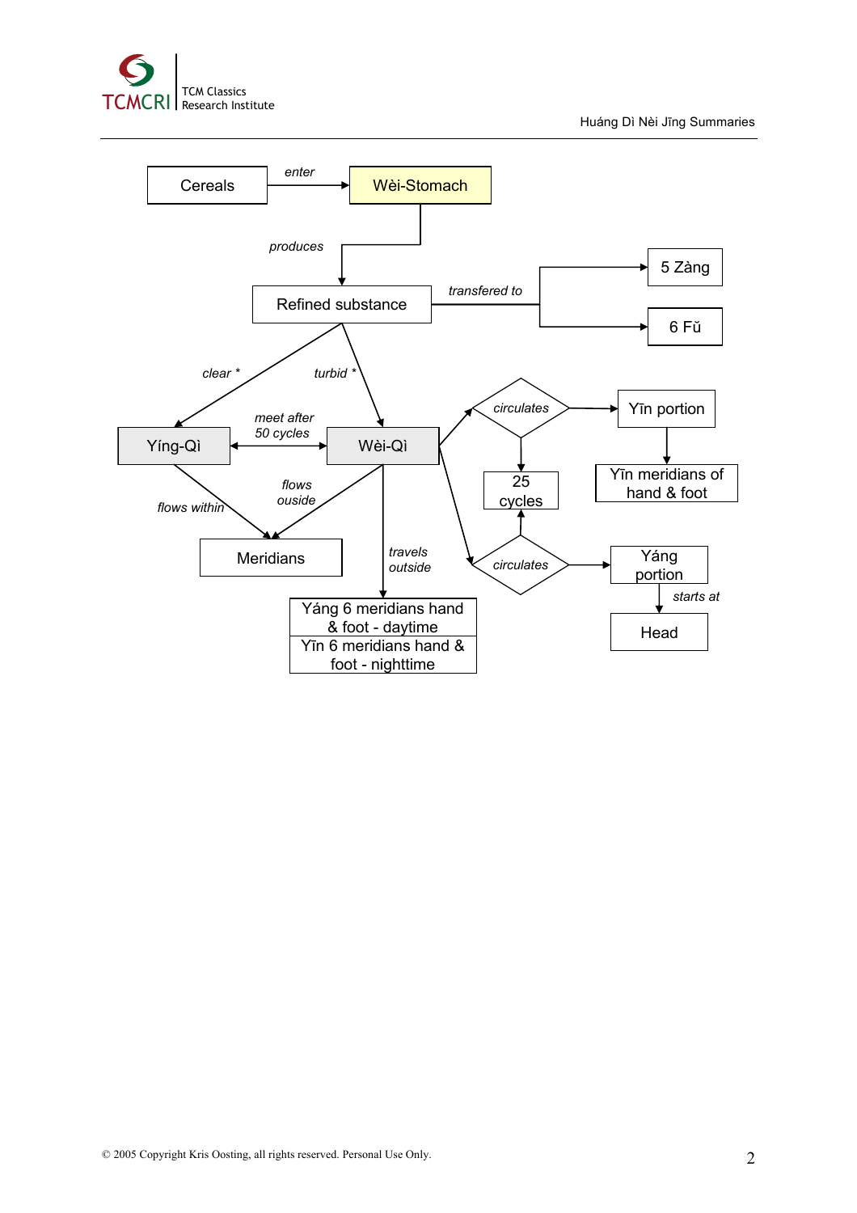Cereals *enter* Wèi-Stomach

*produces*

Refined substance *transfered to* 5 Zàng

6 Fǔ

*clear \** *turbid \**

Yíng-Qì *meet after 50 cycles* Wèi-Qì

*flows within* *flows ouside*

Meridians

*travels outside*

Yáng 6 meridians hand & foot - daytime

Yīn 6 meridians hand & foot - nighttime

*circulates* Yīn portion

Yīn meridians of hand & foot

25 cycles

*circulates* Yáng portion

*starts at*

Head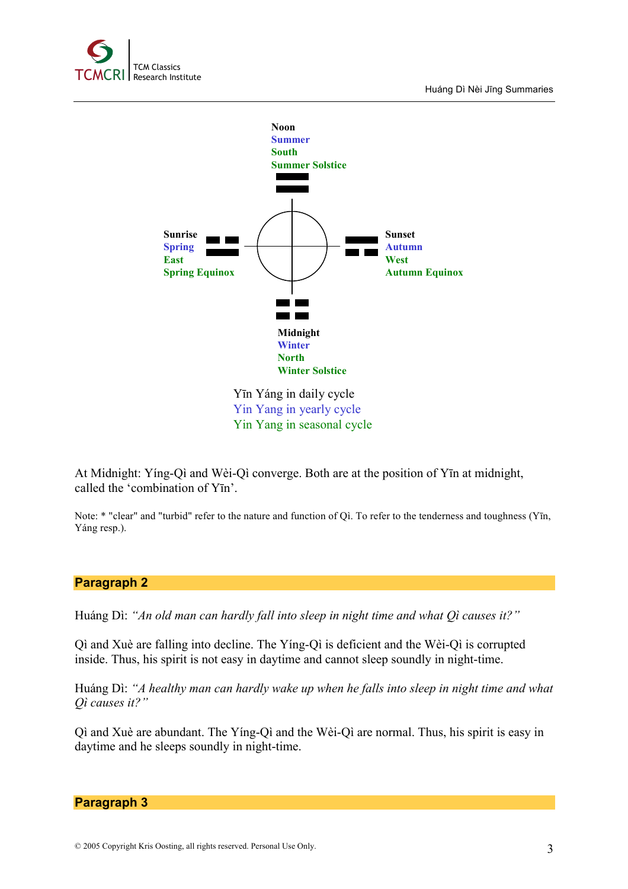Noon
Summer
South
Summer Solstice

Sunrise
Spring
East
Spring Equinox

Sunset
Autumn
West
Autumn Equinox

Midnight
Winter
North
Winter Solstice

Yīn Yáng in daily cycle
Yin Yang in yearly cycle
Yin Yang in seasonal cycle

At Midnight: Yíng-Qì and Wèi-Qì converge. Both are at the position of Yīn at midnight, called the 'combination of Yīn'.

Note: * "clear" and "turbid" refer to the nature and function of Qì. To refer to the tenderness and toughness (Yīn, Yáng resp.).

## Paragraph 2

Huáng Dì: *"An old man can hardly fall into sleep in night time and what Qì causes it?"*

Qì and Xuè are falling into decline. The Yíng-Qì is deficient and the Wèi-Qì is corrupted inside. Thus, his spirit is not easy in daytime and cannot sleep soundly in night-time.

Huáng Dì: *"A healthy man can hardly wake up when he falls into sleep in night time and what Qì causes it?"*

Qì and Xuè are abundant. The Yíng-Qì and the Wèi-Qì are normal. Thus, his spirit is easy in daytime and he sleeps soundly in night-time.

## Paragraph 3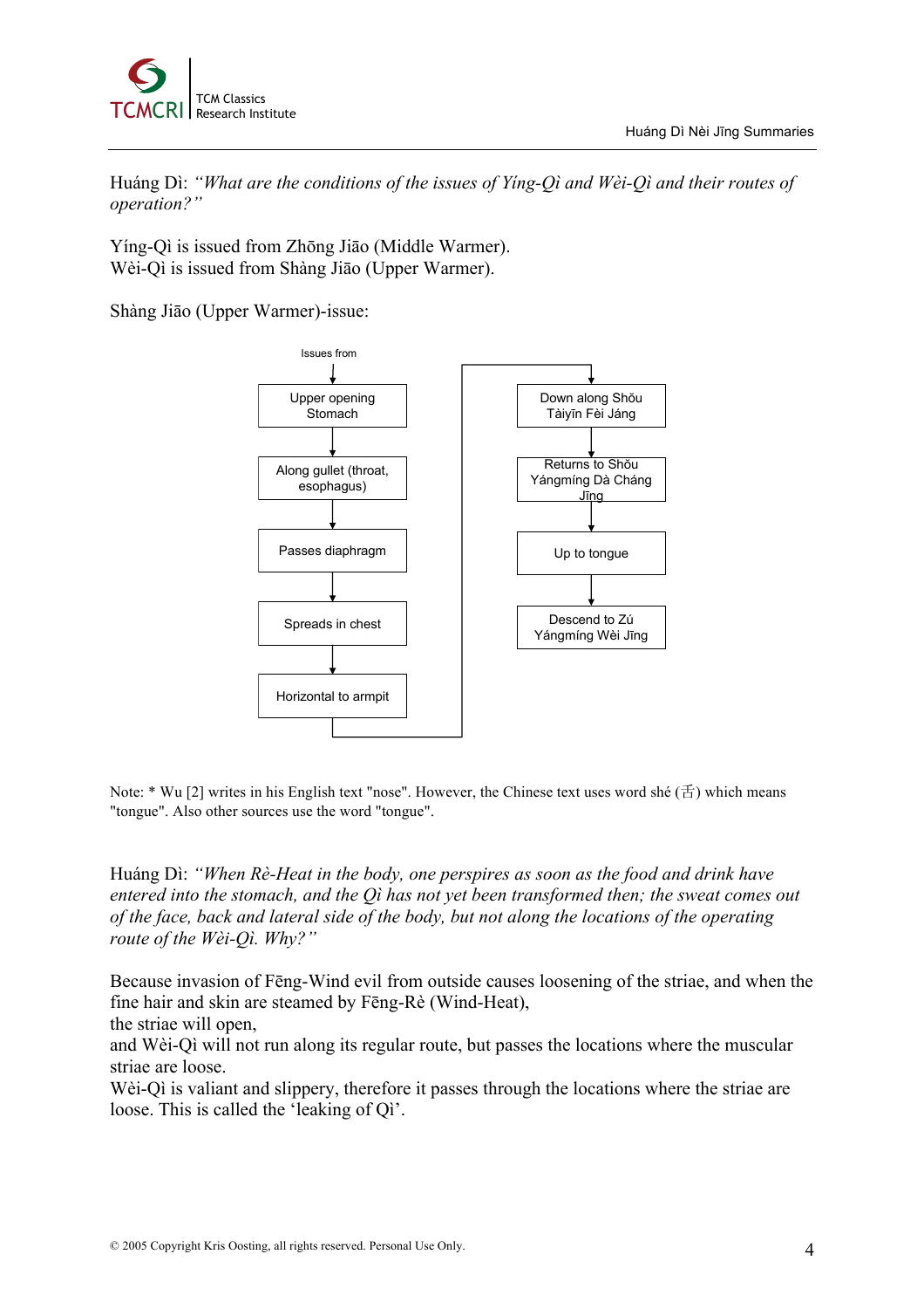Huáng Dì: *"What are the conditions of the issues of Yíng-Qì and Wèi-Qì and their routes of operation?"*

Yíng-Qì is issued from Zhōng Jiāo (Middle Warmer).
Wèi-Qì is issued from Shàng Jiāo (Upper Warmer).

Shàng Jiāo (Upper Warmer)-issue:

Issues from
↓
Upper opening Stomach
↓
Along gullet (throat, esophagus)
↓
Passes diaphragm
↓
Spreads in chest
↓
Horizontal to armpit
↓
Down along Shǒu Tàiyīn Fèi Jáng
↓
Returns to Shǒu Yángmíng Dà Cháng Jīng
↓
Up to tongue
↓
Descend to Zú Yángmíng Wèi Jīng

Note: * Wu [2] writes in his English text "nose". However, the Chinese text uses word shé (舌) which means "tongue". Also other sources use the word "tongue".

Huáng Dì: *"When Rè-Heat in the body, one perspires as soon as the food and drink have entered into the stomach, and the Qì has not yet been transformed then; the sweat comes out of the face, back and lateral side of the body, but not along the locations of the operating route of the Wèi-Qì. Why?"*

Because invasion of Fēng-Wind evil from outside causes loosening of the striae, and when the fine hair and skin are steamed by Fēng-Rè (Wind-Heat),
the striae will open,
and Wèi-Qì will not run along its regular route, but passes the locations where the muscular striae are loose.
Wèi-Qì is valiant and slippery, therefore it passes through the locations where the striae are loose. This is called the 'leaking of Qì'.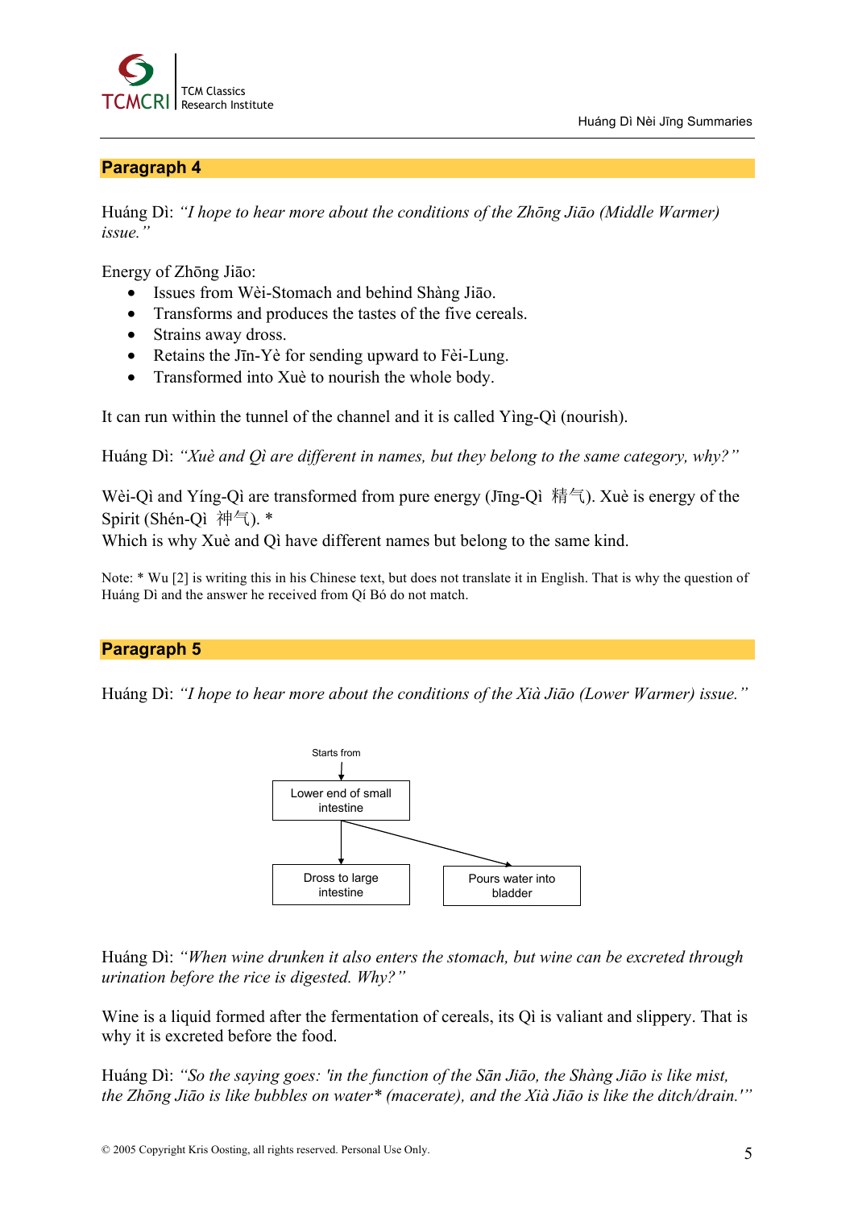## Paragraph 4

Huáng Dì: *"I hope to hear more about the conditions of the Zhōng Jiāo (Middle Warmer) issue."*

Energy of Zhōng Jiāo:

- Issues from Wèi-Stomach and behind Shàng Jiāo.
- Transforms and produces the tastes of the five cereals.
- Strains away dross.
- Retains the Jīn-Yè for sending upward to Fèi-Lung.
- Transformed into Xuè to nourish the whole body.

It can run within the tunnel of the channel and it is called Yìng-Qì (nourish).

Huáng Dì: *"Xuè and Qì are different in names, but they belong to the same category, why?"*

Wèi-Qì and Yíng-Qì are transformed from pure energy (Jīng-Qì 精气). Xuè is energy of the Spirit (Shén-Qì 神气). *
Which is why Xuè and Qì have different names but belong to the same kind.

Note: * Wu [2] is writing this in his Chinese text, but does not translate it in English. That is why the question of Huáng Dì and the answer he received from Qí Bó do not match.

## Paragraph 5

Huáng Dì: *"I hope to hear more about the conditions of the Xià Jiāo (Lower Warmer) issue."*

Starts from → Lower end of small intestine
- Lower end of small intestine → Dross to large intestine
- Lower end of small intestine → Pours water into bladder

Huáng Dì: *"When wine drunken it also enters the stomach, but wine can be excreted through urination before the rice is digested. Why?"*

Wine is a liquid formed after the fermentation of cereals, its Qì is valiant and slippery. That is why it is excreted before the food.

Huáng Dì: *"So the saying goes: 'in the function of the Sān Jiāo, the Shàng Jiāo is like mist, the Zhōng Jiāo is like bubbles on water* (macerate), and the Xià Jiāo is like the ditch/drain.'"*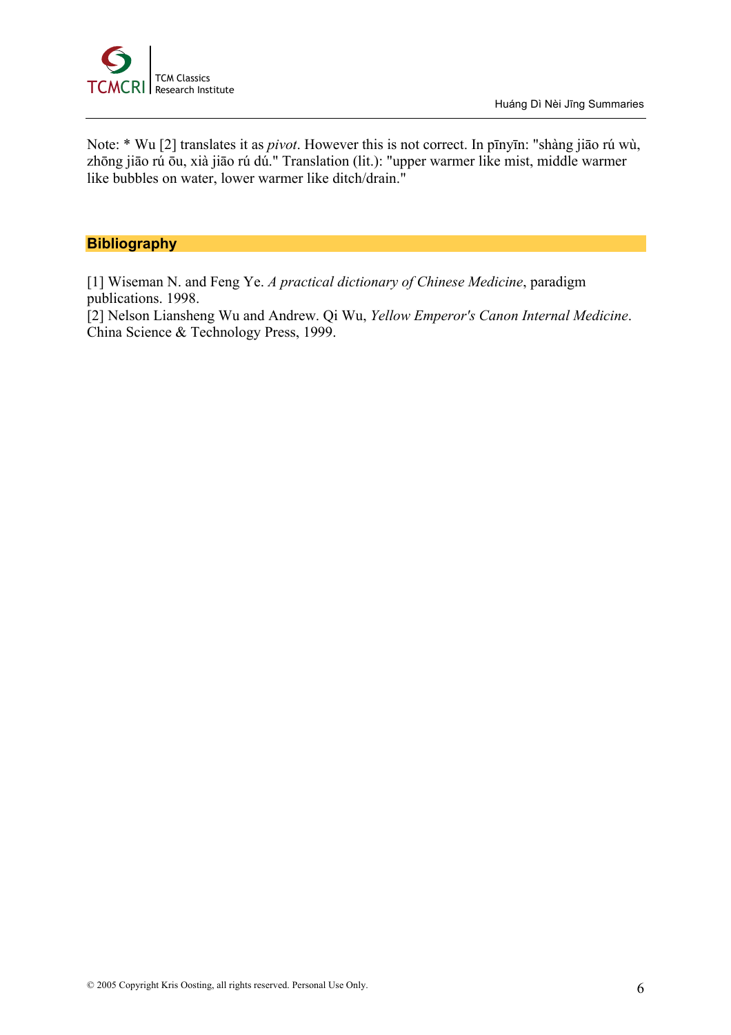Note: * Wu [2] translates it as *pivot*. However this is not correct. In pīnyīn: "shàng jiāo rú wù, zhōng jiāo rú ōu, xià jiāo rú dú." Translation (lit.): "upper warmer like mist, middle warmer like bubbles on water, lower warmer like ditch/drain."

## Bibliography

[1] Wiseman N. and Feng Ye. *A practical dictionary of Chinese Medicine*, paradigm publications. 1998.
[2] Nelson Liansheng Wu and Andrew. Qi Wu, *Yellow Emperor's Canon Internal Medicine*. China Science & Technology Press, 1999.

© 2005 Copyright Kris Oosting, all rights reserved. Personal Use Only.